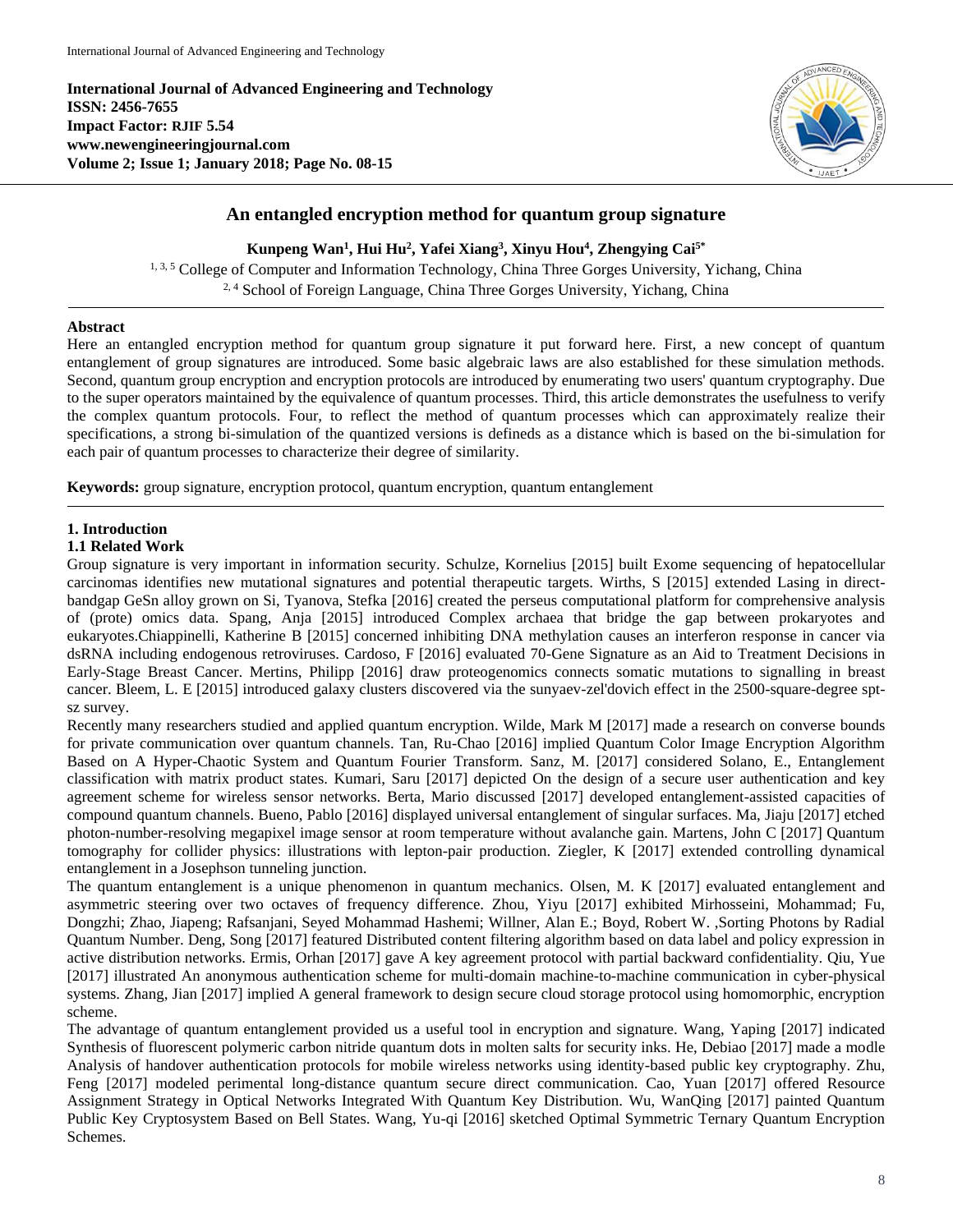**International Journal of Advanced Engineering and Technology**
**ISSN: 2456-7655**
**Impact Factor: RJIF 5.54**
**www.newengineeringjournal.com**
**Volume 2; Issue 1; January 2018; Page No. 08-15**

# An entangled encryption method for quantum group signature

**Kunpeng Wan[1], Hui Hu[2], Yafei Xiang[3], Xinyu Hou[4], Zhengying Cai[5*]**

[1, 3, 5] College of Computer and Information Technology, China Three Gorges University, Yichang, China
[2, 4] School of Foreign Language, China Three Gorges University, Yichang, China

## Abstract

Here an entangled encryption method for quantum group signature it put forward here. First, a new concept of quantum entanglement of group signatures are introduced. Some basic algebraic laws are also established for these simulation methods. Second, quantum group encryption and encryption protocols are introduced by enumerating two users' quantum cryptography. Due to the super operators maintained by the equivalence of quantum processes. Third, this article demonstrates the usefulness to verify the complex quantum protocols. Four, to reflect the method of quantum processes which can approximately realize their specifications, a strong bi-simulation of the quantized versions is defineds as a distance which is based on the bi-simulation for each pair of quantum processes to characterize their degree of similarity.

**Keywords:** group signature, encryption protocol, quantum encryption, quantum entanglement

## 1. Introduction

### 1.1 Related Work

Group signature is very important in information security. Schulze, Kornelius [2015] built Exome sequencing of hepatocellular carcinomas identifies new mutational signatures and potential therapeutic targets. Wirths, S [2015] extended Lasing in direct-bandgap GeSn alloy grown on Si, Tyanova, Stefka [2016] created the perseus computational platform for comprehensive analysis of (prote) omics data. Spang, Anja [2015] introduced Complex archaea that bridge the gap between prokaryotes and eukaryotes.Chiappinelli, Katherine B [2015] concerned inhibiting DNA methylation causes an interferon response in cancer via dsRNA including endogenous retroviruses. Cardoso, F [2016] evaluated 70-Gene Signature as an Aid to Treatment Decisions in Early-Stage Breast Cancer. Mertins, Philipp [2016] draw proteogenomics connects somatic mutations to signalling in breast cancer. Bleem, L. E [2015] introduced galaxy clusters discovered via the sunyaev-zel'dovich effect in the 2500-square-degree spt-sz survey.

Recently many researchers studied and applied quantum encryption. Wilde, Mark M [2017] made a research on converse bounds for private communication over quantum channels. Tan, Ru-Chao [2016] implied Quantum Color Image Encryption Algorithm Based on A Hyper-Chaotic System and Quantum Fourier Transform. Sanz, M. [2017] considered Solano, E., Entanglement classification with matrix product states. Kumari, Saru [2017] depicted On the design of a secure user authentication and key agreement scheme for wireless sensor networks. Berta, Mario discussed [2017] developed entanglement-assisted capacities of compound quantum channels. Bueno, Pablo [2016] displayed universal entanglement of singular surfaces. Ma, Jiaju [2017] etched photon-number-resolving megapixel image sensor at room temperature without avalanche gain. Martens, John C [2017] Quantum tomography for collider physics: illustrations with lepton-pair production. Ziegler, K [2017] extended controlling dynamical entanglement in a Josephson tunneling junction.

The quantum entanglement is a unique phenomenon in quantum mechanics. Olsen, M. K [2017] evaluated entanglement and asymmetric steering over two octaves of frequency difference. Zhou, Yiyu [2017] exhibited Mirhosseini, Mohammad; Fu, Dongzhi; Zhao, Jiapeng; Rafsanjani, Seyed Mohammad Hashemi; Willner, Alan E.; Boyd, Robert W. ,Sorting Photons by Radial Quantum Number. Deng, Song [2017] featured Distributed content filtering algorithm based on data label and policy expression in active distribution networks. Ermis, Orhan [2017] gave A key agreement protocol with partial backward confidentiality. Qiu, Yue [2017] illustrated An anonymous authentication scheme for multi-domain machine-to-machine communication in cyber-physical systems. Zhang, Jian [2017] implied A general framework to design secure cloud storage protocol using homomorphic, encryption scheme.

The advantage of quantum entanglement provided us a useful tool in encryption and signature. Wang, Yaping [2017] indicated Synthesis of fluorescent polymeric carbon nitride quantum dots in molten salts for security inks. He, Debiao [2017] made a modle Analysis of handover authentication protocols for mobile wireless networks using identity-based public key cryptography. Zhu, Feng [2017] modeled perimental long-distance quantum secure direct communication. Cao, Yuan [2017] offered Resource Assignment Strategy in Optical Networks Integrated With Quantum Key Distribution. Wu, WanQing [2017] painted Quantum Public Key Cryptosystem Based on Bell States. Wang, Yu-qi [2016] sketched Optimal Symmetric Ternary Quantum Encryption Schemes.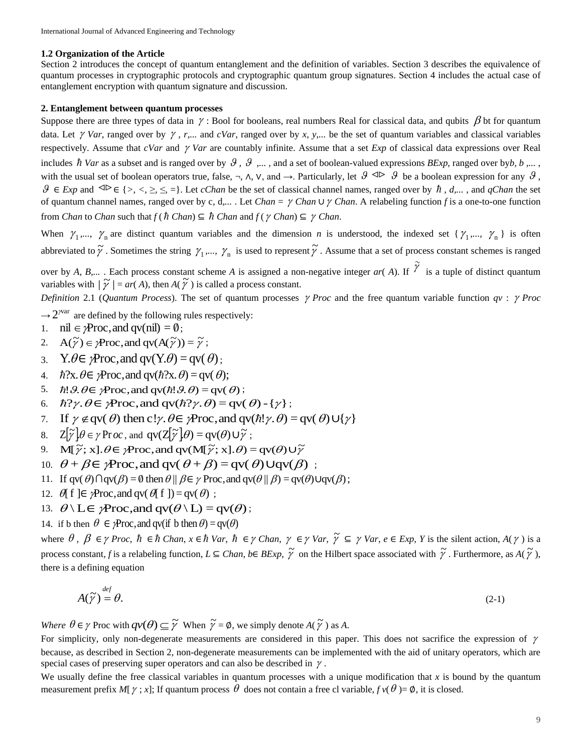### 1.2 Organization of the Article

Section 2 introduces the concept of quantum entanglement and the definition of variables. Section 3 describes the equivalence of quantum processes in cryptographic protocols and cryptographic quantum group signatures. Section 4 includes the actual case of entanglement encryption with quantum signature and discussion.

## 2. Entanglement between quantum processes

Suppose there are three types of data in $\gamma$ : Bool for booleans, real numbers Real for classical data, and qubits $\beta$ bt for quantum data. Let $\gamma$ *Var*, ranged over by $\gamma$ , *r*,... and *cVar*, ranged over by *x, y*,... be the set of quantum variables and classical variables respectively. Assume that *cVar* and $\gamma$ *Var* are countably infinite. Assume that a set *Exp* of classical data expressions over Real includes $\hbar$ *Var* as a subset and is ranged over by $\vartheta$ , $\vartheta$ ,... , and a set of boolean-valued expressions *BExp*, ranged over by*b*, *b* ,... , with the usual set of boolean operators true, false, ¬, ∧, ∨, and →. Particularly, let $\vartheta \lhd\rhd \vartheta$ be a boolean expression for any $\vartheta$ , $\vartheta \in Exp$ and $\lhd\rhd \in \{>, <, \geq, \leq, =\}$. Let *cChan* be the set of classical channel names, ranged over by $\hbar$ , *d*,... , and *qChan* the set of quantum channel names, ranged over by c, d,... . Let *Chan* = $\gamma$ *Chan* ∪ $\gamma$ *Chan*. A relabeling function *f* is a one-to-one function from *Chan* to *Chan* such that $f(\hbar\ Chan) \subseteq \hbar\ Chan$ and $f(\gamma\ Chan) \subseteq \gamma\ Chan$.

When $\gamma_1,...,\ \gamma_n$ are distinct quantum variables and the dimension *n* is understood, the indexed set $\{\gamma_1,...,\ \gamma_n\}$ is often abbreviated to $\tilde{\gamma}$ . Sometimes the string $\gamma_1,...,\ \gamma_n$ is used to represent $\tilde{\gamma}$ . Assume that a set of process constant schemes is ranged over by *A, B*,... . Each process constant scheme *A* is assigned a non-negative integer *ar*( *A*). If $\tilde{\gamma}$ is a tuple of distinct quantum variables with $|\tilde{\gamma}| = ar(A)$, then $A(\tilde{\gamma})$ is called a process constant.

*Definition* 2.1 (*Quantum Process*). The set of quantum processes $\gamma$ *Proc* and the free quantum variable function *qv* : $\gamma$ *Proc* $\rightarrow 2^{\gamma var}$ are defined by the following rules respectively:

1. $\text{nil} \in \gamma\text{Proc}, \text{and } \text{qv}(\text{nil}) = \emptyset$;
2. $\text{A}(\tilde{\gamma}) \in \gamma\text{Proc}, \text{and } \text{qv}(\text{A}(\tilde{\gamma})) = \tilde{\gamma}$;
3. $\text{Y}.\theta \in \gamma\text{Proc}, \text{and } \text{qv}(\text{Y}.\theta) = \text{qv}(\theta)$;
4. $\hbar?\text{x}.\theta \in \gamma\text{Proc}, \text{and } \text{qv}(\hbar?\text{x}.\theta) = \text{qv}(\theta)$;
5. $\hbar!\vartheta.\theta \in \gamma\text{Proc}, \text{and } \text{qv}(\hbar!\vartheta.\theta) = \text{qv}(\theta)$;
6. $\hbar?\gamma.\theta \in \gamma\text{Proc}, \text{and } \text{qv}(\hbar?\gamma.\theta) = \text{qv}(\theta) - \{\gamma\}$;
7. $\text{If } \gamma \notin \text{qv}(\theta) \text{ then } \text{c}!\gamma.\theta \in \gamma\text{Proc}, \text{and } \text{qv}(\hbar!\gamma.\theta) = \text{qv}(\theta) \cup \{\gamma\}$
8. $\text{Z}[\tilde{\gamma}].\theta \in \gamma\,\text{Proc}$, and $\text{qv}(\text{Z}[\tilde{\gamma}].\theta) = \text{qv}(\theta) \cup \tilde{\gamma}$;
9. $\text{M}[\tilde{\gamma};\ \text{x}].\theta \in \gamma\text{Proc}, \text{and } \text{qv}(\text{M}[\tilde{\gamma};\ \text{x}].\theta) = \text{qv}(\theta) \cup \tilde{\gamma}$
10. $\theta + \beta \in \gamma\text{Proc}, \text{and } \text{qv}(\theta + \beta) = \text{qv}(\theta) \cup \text{qv}(\beta)$ ;
11. $\text{If } \text{qv}(\theta) \cap \text{qv}(\beta) = \emptyset \text{ then } \theta \parallel \beta \in \gamma\ \text{Proc}, \text{and } \text{qv}(\theta \parallel \beta) = \text{qv}(\theta) \cup \text{qv}(\beta)$;
12. $\theta[\text{ f }] \in \gamma\text{Proc}, \text{and } \text{qv}(\theta[\text{ f }]) = \text{qv}(\theta)$ ;
13. $\theta \setminus \text{L} \in \gamma\text{Proc}, \text{and } \text{qv}(\theta \setminus \text{L}) = \text{qv}(\theta)$;
14. if b then $\theta \in \gamma\text{Proc}, \text{and } \text{qv}(\text{if b then } \theta) = \text{qv}(\theta)$

where $\theta$ , $\beta \in \gamma$ *Proc*, $\hbar \in \hbar$ *Chan*, $x \in \hbar$ *Var*, $\hbar \in \gamma$ *Chan*, $\gamma \in \gamma$ *Var*, $\tilde{\gamma} \subseteq \gamma$ *Var*, *e* ∈ *Exp*, *Y* is the silent action, *A*( $\gamma$ ) is a process constant, *f* is a relabeling function, *L* ⊆ *Chan*, *b*∈ *BExp*, $\tilde{\gamma}$ on the Hilbert space associated with $\tilde{\gamma}$ . Furthermore, as $A(\tilde{\gamma})$, there is a defining equation

$$A(\tilde{\gamma}) \overset{def}{=} \theta. \tag{2-1}$$

*Where* $\theta \in \gamma$ Proc with $qv(\theta) \subseteq \tilde{\gamma}$ When $\tilde{\gamma} = \emptyset$, we simply denote $A(\tilde{\gamma})$ as *A*.

For simplicity, only non-degenerate measurements are considered in this paper. This does not sacrifice the expression of $\gamma$ because, as described in Section 2, non-degenerate measurements can be implemented with the aid of unitary operators, which are special cases of preserving super operators and can also be described in $\gamma$ .

We usually define the free classical variables in quantum processes with a unique modification that *x* is bound by the quantum measurement prefix *M*[ $\gamma$ ; *x*]; If quantum process $\theta$ does not contain a free cl variable, $fv(\theta) = \emptyset$, it is closed.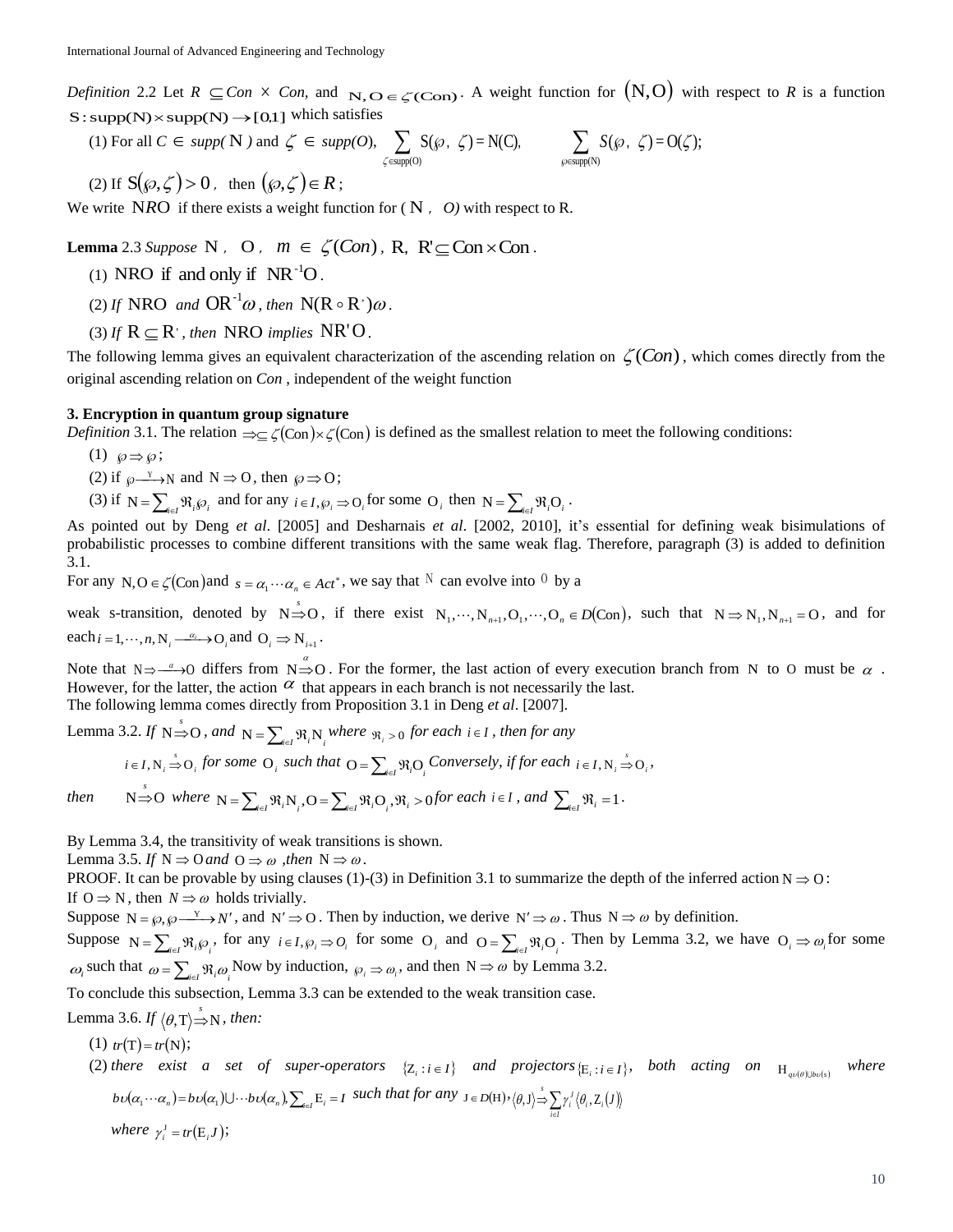*Definition* 2.2 Let $R \subseteq Con \times Con$, and $N, O \in \zeta(Con)$. A weight function for $(N, O)$ with respect to $R$ is a function $S: supp(N) \times supp(N) \rightarrow [0,1]$ which satisfies

(1) For all $C \in supp(N)$ and $\zeta \in supp(O)$, $\sum_{\zeta \in supp(O)} S(\wp, \zeta) = N(C)$, $\sum_{\wp \in supp(N)} S(\wp, \zeta) = O(\zeta)$;

(2) If $S(\wp, \zeta) > 0$, then $(\wp, \zeta) \in R$;

We write $NRO$ if there exists a weight function for ($N$, $O$) with respect to R.

**Lemma** 2.3 *Suppose* $N$, $O$, $m \in \zeta(Con)$, $R$, $R' \subseteq Con \times Con$.

(1) $NRO$ if and only if $NR^{-1}O$.

(2) *If* $NRO$ *and* $OR^{-1}\omega$, *then* $N(R \circ R')\omega$.

(3) *If* $R \subseteq R'$, *then* $NRO$ *implies* $NR'O$.

The following lemma gives an equivalent characterization of the ascending relation on $\zeta(Con)$, which comes directly from the original ascending relation on $Con$, independent of the weight function

**3. Encryption in quantum group signature**

*Definition* 3.1. The relation $\Rightarrow \subseteq \zeta(Con) \times \zeta(Con)$ is defined as the smallest relation to meet the following conditions:

(1) $\wp \Rightarrow \wp$;

(2) if $\wp \xrightarrow{\Upsilon} N$ and $N \Rightarrow O$, then $\wp \Rightarrow O$;

(3) if $N = \sum_{i \in I} \Re_i \wp_i$ and for any $i \in I, \wp_i \Rightarrow O_i$ for some $O_i$ then $N = \sum_{i \in I} \Re_i O_i$.

As pointed out by Deng *et al*. [2005] and Desharnais *et al*. [2002, 2010], it's essential for defining weak bisimulations of probabilistic processes to combine different transitions with the same weak flag. Therefore, paragraph (3) is added to definition 3.1.

For any $N, O \in \zeta(Con)$ and $s = \alpha_1 \cdots \alpha_n \in Act^*$, we say that $N$ can evolve into $O$ by a weak s-transition, denoted by $N \stackrel{s}{\Rightarrow} O$, if there exist $N_1, \cdots, N_{n+1}, O_1, \cdots, O_n \in D(Con)$, such that $N \Rightarrow N_1, N_{n+1} = O$, and for each $i = 1, \cdots, n, N_i \xrightarrow{\alpha_i} O_i$ and $O_i \Rightarrow N_{i+1}$.

Note that $N \Rightarrow \xrightarrow{\alpha} O$ differs from $N \stackrel{\alpha}{\Rightarrow} O$. For the former, the last action of every execution branch from $N$ to $O$ must be $\alpha$. However, for the latter, the action $\alpha$ that appears in each branch is not necessarily the last.

The following lemma comes directly from Proposition 3.1 in Deng *et al*. [2007].

Lemma 3.2. *If* $N \stackrel{s}{\Rightarrow} O$, *and* $N = \sum_{i \in I} \Re_i N_i$ *where* $\Re_i > 0$ *for each* $i \in I$, *then for any* $i \in I, N_i \stackrel{s}{\Rightarrow} O_i$ *for some* $O_i$ *such that* $O = \sum_{i \in I} \Re_i O_i$ *Conversely, if for each* $i \in I, N_i \stackrel{s}{\Rightarrow} O_i$, *then* $N \stackrel{s}{\Rightarrow} O$ *where* $N = \sum_{i \in I} \Re_i N_i, O = \sum_{i \in I} \Re_i O_i, \Re_i > 0$ *for each* $i \in I$, *and* $\sum_{i \in I} \Re_i = 1$.

By Lemma 3.4, the transitivity of weak transitions is shown.

Lemma 3.5. *If* $N \Rightarrow O$ *and* $O \Rightarrow \omega$, *then* $N \Rightarrow \omega$.

PROOF. It can be provable by using clauses (1)-(3) in Definition 3.1 to summarize the depth of the inferred action $N \Rightarrow O$:

If $O \Rightarrow N$, then $N \Rightarrow \omega$ holds trivially.

Suppose $N = \wp, \wp \xrightarrow{\Upsilon} N'$, and $N' \Rightarrow O$. Then by induction, we derive $N' \Rightarrow \omega$. Thus $N \Rightarrow \omega$ by definition.

Suppose $N = \sum_{i \in I} \Re_i \wp_i$, for any $i \in I, \wp_i \Rightarrow O_i$ for some $O_i$ and $O = \sum_{i \in I} \Re_i O_i$. Then by Lemma 3.2, we have $O_i \Rightarrow \omega_i$ for some $\omega_i$ such that $\omega = \sum_{i \in I} \Re_i \omega_i$ Now by induction, $\wp_i \Rightarrow \omega_i$, and then $N \Rightarrow \omega$ by Lemma 3.2.

To conclude this subsection, Lemma 3.3 can be extended to the weak transition case.

Lemma 3.6. *If* $\langle \theta, T \rangle \stackrel{s}{\Rightarrow} N$, *then:*

(1) $tr(T) = tr(N)$;

(2) *there exist a set of super-operators* $\{Z_i : i \in I\}$ *and projectors* $\{E_i : i \in I\}$, *both acting on* $H_{qv(\theta) \cup bv(s)}$ *where* $bv(\alpha_1 \cdots \alpha_n) = bv(\alpha_1) \cup \cdots bv(\alpha_n), \sum_{i \in I} E_i = I$ *such that for any* $J \in D(H)$, $\langle \theta, J \rangle \stackrel{s}{\Rightarrow} \sum_{i \in I} \gamma_i^J \langle \theta_i, Z_i(J) \rangle$ *where* $\gamma_i^J = tr(E_i J)$;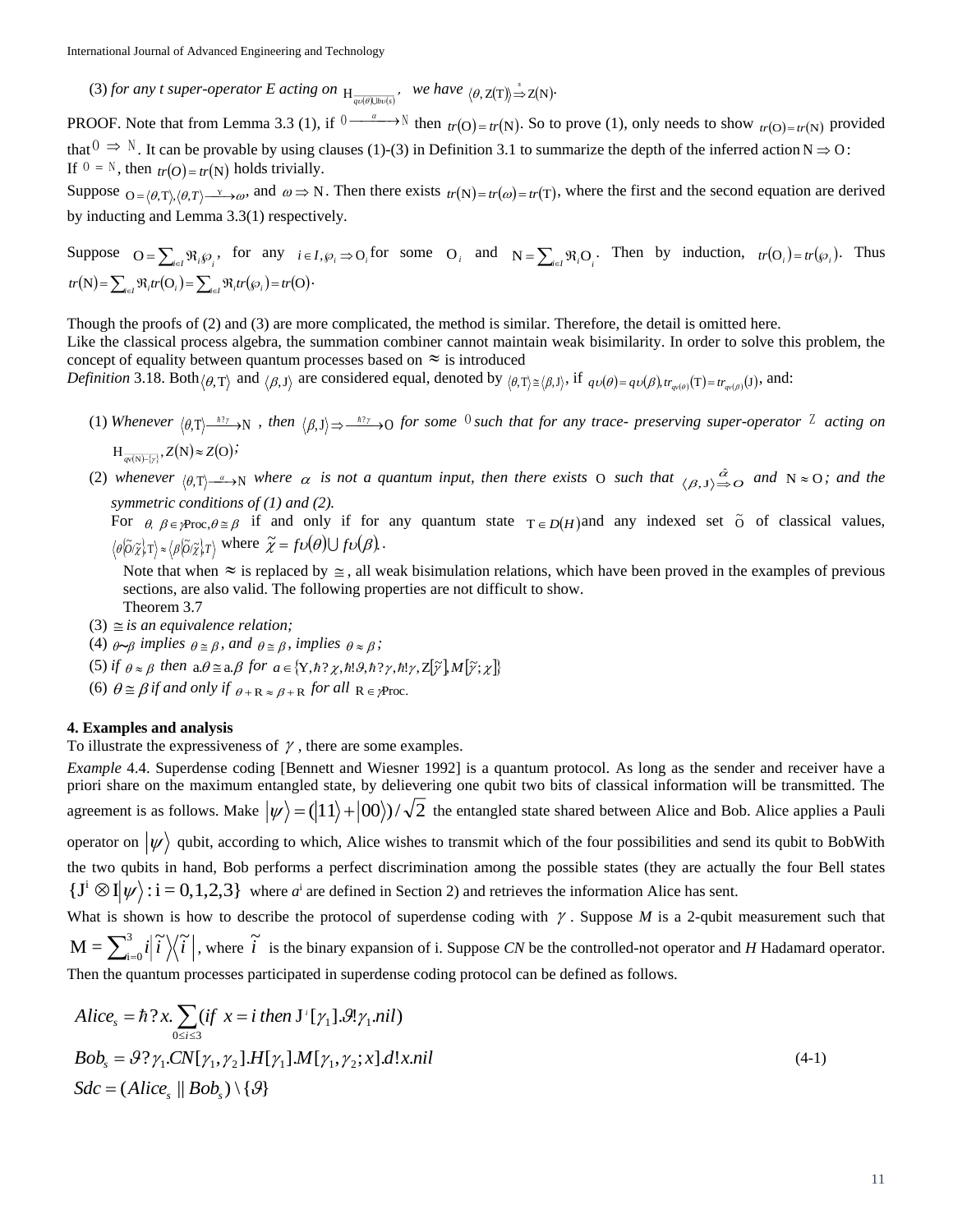(3) *for any t super-operator E acting on* $\mathcal{H}_{\overline{qv(\theta) \cup lbv(s)}}$, *we have* $\langle \theta, Z(T) \rangle \stackrel{s}{\Rightarrow} Z(N)$.

PROOF. Note that from Lemma 3.3 (1), if $0 \xrightarrow{\alpha} N$ then $tr(O) = tr(N)$. So to prove (1), only needs to show $tr(O) = tr(N)$ provided that $0 \Rightarrow N$. It can be provable by using clauses (1)-(3) in Definition 3.1 to summarize the depth of the inferred action $N \Rightarrow O$:

If $0 = N$, then $tr(O) = tr(N)$ holds trivially.

Suppose $O = \langle \theta, T \rangle, \langle \theta, T \rangle \xrightarrow{\gamma} \omega$, and $\omega \Rightarrow N$. Then there exists $tr(N) = tr(\omega) = tr(T)$, where the first and the second equation are derived by inducting and Lemma 3.3(1) respectively.

Suppose $O = \sum_{i \in I} \Re_i \wp_i$, for any $i \in I, \wp_i \Rightarrow O_i$ for some $O_i$ and $N = \sum_{i \in I} \Re_i O_i$. Then by induction, $tr(O_i) = tr(\wp_i)$. Thus $tr(N) = \sum_{i \in I} \Re_i tr(O_i) = \sum_{i \in I} \Re_i tr(\wp_i) = tr(O)$.

Though the proofs of (2) and (3) are more complicated, the method is similar. Therefore, the detail is omitted here.
Like the classical process algebra, the summation combiner cannot maintain weak bisimilarity. In order to solve this problem, the concept of equality between quantum processes based on $\approx$ is introduced

*Definition* 3.18. Both $\langle \theta, T \rangle$ and $\langle \beta, J \rangle$ are considered equal, denoted by $\langle \theta, T \rangle \cong \langle \beta, J \rangle$, if $qv(\theta) = qv(\beta), tr_{qv(\theta)}(T) = tr_{qv(\beta)}(J)$, and:

(1) *Whenever* $\langle \theta, T \rangle \xrightarrow{\hbar ? \gamma} N$, *then* $\langle \beta, J \rangle \Rightarrow \xrightarrow{\hbar ? \gamma} O$ *for some* $0$ *such that for any trace- preserving super-operator* $Z$ *acting on* $\mathcal{H}_{\overline{qv(N) - \{\gamma\}}}, Z(N) \approx Z(O)$;

(2) *whenever* $\langle \theta, T \rangle \xrightarrow{\alpha} N$ *where* $\alpha$ *is not a quantum input, then there exists* $O$ *such that* $\langle \beta, J \rangle \stackrel{\hat{\alpha}}{\Rightarrow} O$ *and* $N \approx O$; *and the symmetric conditions of (1) and (2).*

For $\theta, \beta \in \gamma\text{Proc}, \theta \cong \beta$ if and only if for any quantum state $T \in D(H)$ and any indexed set $\tilde{O}$ of classical values, $\langle \theta\{\tilde{O}/\tilde{\chi}\}, T \rangle \approx \langle \beta\{\tilde{O}/\tilde{\chi}\}, T \rangle$ where $\tilde{\chi} = fv(\theta) \cup fv(\beta)$.

Note that when $\approx$ is replaced by $\cong$, all weak bisimulation relations, which have been proved in the examples of previous sections, are also valid. The following properties are not difficult to show.

Theorem 3.7

(3) $\cong$ *is an equivalence relation;*

(4) $\theta \sim \beta$ *implies* $\theta \cong \beta$, *and* $\theta \cong \beta$, *implies* $\theta \approx \beta$;

(5) *if* $\theta \approx \beta$ *then* $a.\theta \cong a.\beta$ *for* $a \in \{Y, \hbar ? \chi, \hbar ! \vartheta, \hbar ? \gamma, \hbar ! \gamma, Z[\tilde{\gamma}], M[\tilde{\gamma}; \chi]\}$

(6) $\theta \cong \beta$ *if and only if* $\theta + R \approx \beta + R$ *for all* $R \in \gamma\text{Proc}$.

## 4. Examples and analysis

To illustrate the expressiveness of $\gamma$, there are some examples.

*Example* 4.4. Superdense coding [Bennett and Wiesner 1992] is a quantum protocol. As long as the sender and receiver have a priori share on the maximum entangled state, by delievering one qubit two bits of classical information will be transmitted. The agreement is as follows. Make $|\psi\rangle = (|11\rangle + |00\rangle)/\sqrt{2}$ the entangled state shared between Alice and Bob. Alice applies a Pauli operator on $|\psi\rangle$ qubit, according to which, Alice wishes to transmit which of the four possibilities and send its qubit to BobWith the two qubits in hand, Bob performs a perfect discrimination among the possible states (they are actually the four Bell states $\{J^i \otimes I|\psi\rangle : i = 0,1,2,3\}$ where $a^i$ are defined in Section 2) and retrieves the information Alice has sent.

What is shown is how to describe the protocol of superdense coding with $\gamma$. Suppose $M$ is a 2-qubit measurement such that $M = \sum_{i=0}^{3} i |\tilde{i}\rangle\langle\tilde{i}|$, where $\tilde{i}$ is the binary expansion of i. Suppose *CN* be the controlled-not operator and *H* Hadamard operator. Then the quantum processes participated in superdense coding protocol can be defined as follows.

$$
\begin{aligned}
Alice_s &= \hbar ? x. \sum_{0 \le i \le 3} (if\ \ x = i\ then\ J^i[\gamma_1].\vartheta!\gamma_1.nil) \\
Bob_s &= \vartheta ? \gamma_1.CN[\gamma_1, \gamma_2].H[\gamma_1].M[\gamma_1, \gamma_2; x].d!x.nil \qquad (4\text{-}1) \\
Sdc &= (Alice_s \parallel Bob_s) \setminus \{\vartheta\}
\end{aligned}
$$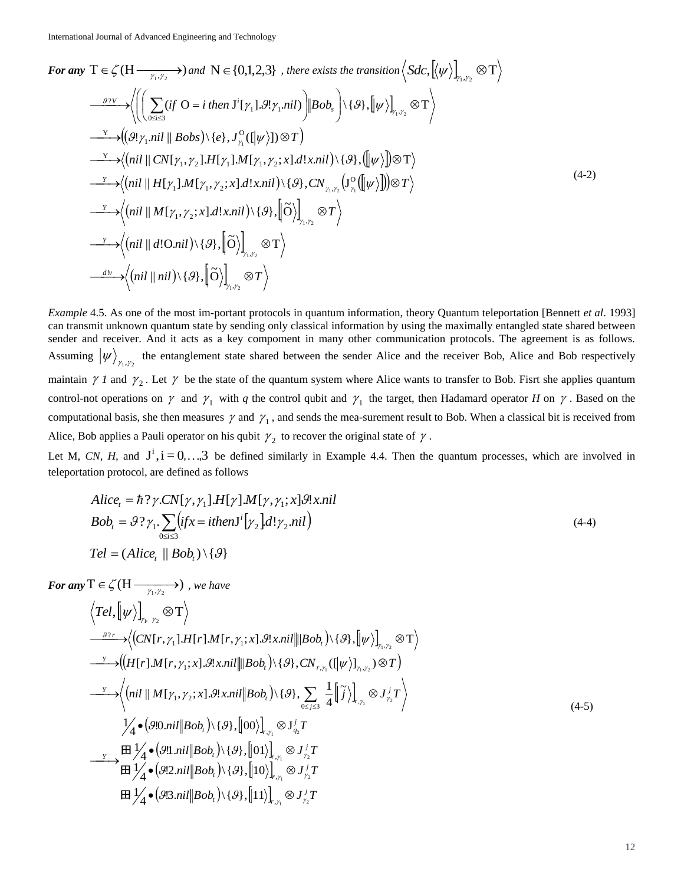***For any*** $\mathrm{T} \in \zeta(\mathrm{H} \xrightarrow[\gamma_1,\gamma_2]{})$ *and* $\mathrm{N} \in \{0,1,2,3\}$ *, there exists the transition* $\left\langle Sdc, \left[\left\langle \psi \right\rangle\right]_{\gamma_1,\gamma_2} \otimes \mathrm{T} \right\rangle$

$$
\begin{aligned}
&\xrightarrow{\vartheta ? V} \left\langle \left( \left( \sum_{0 \le i \le 3} (if\ \mathrm{O} = i\ then\ \mathrm{J}^i[\gamma_1].\vartheta!\gamma_1.nil) \right) \| Bob_s \right) \backslash \{\vartheta\}, \left[\left|\psi\right\rangle\right]_{\gamma_1,\gamma_2} \otimes \mathrm{T} \right\rangle \\
&\xrightarrow{\mathrm{Y}} \left( (\vartheta!\gamma_1.nil \| Bobs) \backslash \{e\}, J^{\mathrm{O}}_{\gamma_1}([\left|\psi\right\rangle]) \otimes T \right) \\
&\xrightarrow{\mathrm{Y}} \left\langle (nil \| CN[\gamma_1,\gamma_2].H[\gamma_1].M[\gamma_1,\gamma_2;x].d!x.nil) \backslash \{\vartheta\}, ([\left|\psi\right\rangle]) \otimes \mathrm{T} \right\rangle \\
&\xrightarrow{Y} \left\langle (nil \| H[\gamma_1].M[\gamma_1,\gamma_2;x].d!x.nil) \backslash \{\vartheta\}, CN_{\gamma_1,\gamma_2}\left(\mathrm{J}^{\mathrm{O}}_{\gamma_1}([\left|\psi\right\rangle])\right) \otimes T \right\rangle \qquad (4\text{-}2) \\
&\xrightarrow{Y} \left\langle (nil \| M[\gamma_1,\gamma_2;x].d!x.nil) \backslash \{\vartheta\}, \left[\left|\tilde{\mathrm{O}}\right\rangle\right]_{\gamma_1,\gamma_2} \otimes T \right\rangle \\
&\xrightarrow{Y} \left\langle (nil \| d!\mathrm{O}.nil) \backslash \{\vartheta\}, \left[\left|\tilde{\mathrm{O}}\right\rangle\right]_{\gamma_1,\gamma_2} \otimes \mathrm{T} \right\rangle \\
&\xrightarrow{d!v} \left\langle (nil \| nil) \backslash \{\vartheta\}, \left[\left|\tilde{\mathrm{O}}\right\rangle\right]_{\gamma_1,\gamma_2} \otimes T \right\rangle
\end{aligned}
$$

*Example* 4.5. As one of the most im-portant protocols in quantum information, theory Quantum teleportation [Bennett *et al*. 1993] can transmit unknown quantum state by sending only classical information by using the maximally entangled state shared between sender and receiver. And it acts as a key compoment in many other communication protocols. The agreement is as follows. Assuming $\left|\psi\right\rangle_{\gamma_1,\gamma_2}$ the entanglement state shared between the sender Alice and the receiver Bob, Alice and Bob respectively maintain $\gamma$ *1* and $\gamma_2$. Let $\gamma$ be the state of the quantum system where Alice wants to transfer to Bob. Fisrt she applies quantum control-not operations on $\gamma$ and $\gamma_1$ with *q* the control qubit and $\gamma_1$ the target, then Hadamard operator *H* on $\gamma$. Based on the computational basis, she then measures $\gamma$ and $\gamma_1$, and sends the mea-surement result to Bob. When a classical bit is received from Alice, Bob applies a Pauli operator on his qubit $\gamma_2$ to recover the original state of $\gamma$.

Let M, *CN*, *H*, and $\mathrm{J}^i, i = 0,\ldots,3$ be defined similarly in Example 4.4. Then the quantum processes, which are involved in teleportation protocol, are defined as follows

$$
\begin{aligned}
Alice_t &= \hbar ? \gamma.CN[\gamma,\gamma_1].H[\gamma].M[\gamma,\gamma_1;x]\vartheta!x.nil \\
Bob_t &= \vartheta ? \gamma_1. \sum_{0 \le i \le 3} \left( if x = i then \mathrm{J}^i[\gamma_2].d!\gamma_2.nil \right) \qquad (4\text{-}4) \\
Tel &= (Alice_t \| Bob_t) \backslash \{\vartheta\}
\end{aligned}
$$

***For any*** $\mathrm{T} \in \zeta(\mathrm{H} \xrightarrow[\gamma_1,\gamma_2]{})$ *, we have*

$$
\begin{aligned}
&\left\langle Tel, \left[\left|\psi\right\rangle\right]_{\gamma_1,\gamma_2} \otimes \mathrm{T} \right\rangle \\
&\xrightarrow{\vartheta ? r} \left\langle (CN[r,\gamma_1].H[r].M[r,\gamma_1;x].\vartheta!x.nil \| Bob_t) \backslash \{\vartheta\}, \left[\left|\psi\right\rangle\right]_{\gamma_1,\gamma_2} \otimes \mathrm{T} \right\rangle \\
&\xrightarrow{Y} \left( (H[r].M[r,\gamma_1;x].\vartheta!x.nil \| Bob_t) \backslash \{\vartheta\}, CN_{r,\gamma_1}([\left|\psi\right\rangle]_{\gamma_1,\gamma_2}) \otimes T \right) \\
&\xrightarrow{Y} \left\langle (nil \| M[\gamma_1,\gamma_2;x].\vartheta!x.nil \| Bob_t) \backslash \{\vartheta\}, \sum_{0 \le j \le 3} \frac{1}{4} \left[\left|\tilde{j}\right\rangle\right]_{r,\gamma_1} \otimes J^j_{\gamma_2} T \right\rangle \qquad (4\text{-}5) \\
&\qquad \tfrac{1}{4} \bullet (\vartheta!0.nil \| Bob_t) \backslash \{\vartheta\}, \left[\left|00\right\rangle\right]_{r,\gamma_1} \otimes \mathrm{J}^j_{q_2} T \\
&\xrightarrow{Y} \boxplus \tfrac{1}{4} \bullet (\vartheta!1.nil \| Bob_t) \backslash \{\vartheta\}, \left[\left|01\right\rangle\right]_{r,\gamma_1} \otimes J^j_{\gamma_2} T \\
&\qquad \boxplus \tfrac{1}{4} \bullet (\vartheta!2.nil \| Bob_t) \backslash \{\vartheta\}, \left[\left|10\right\rangle\right]_{r,\gamma_1} \otimes J^j_{\gamma_2} T \\
&\qquad \boxplus \tfrac{1}{4} \bullet (\vartheta!3.nil \| Bob_t) \backslash \{\vartheta\}, \left[\left|11\right\rangle\right]_{r,\gamma_1} \otimes J^j_{\gamma_2} T
\end{aligned}
$$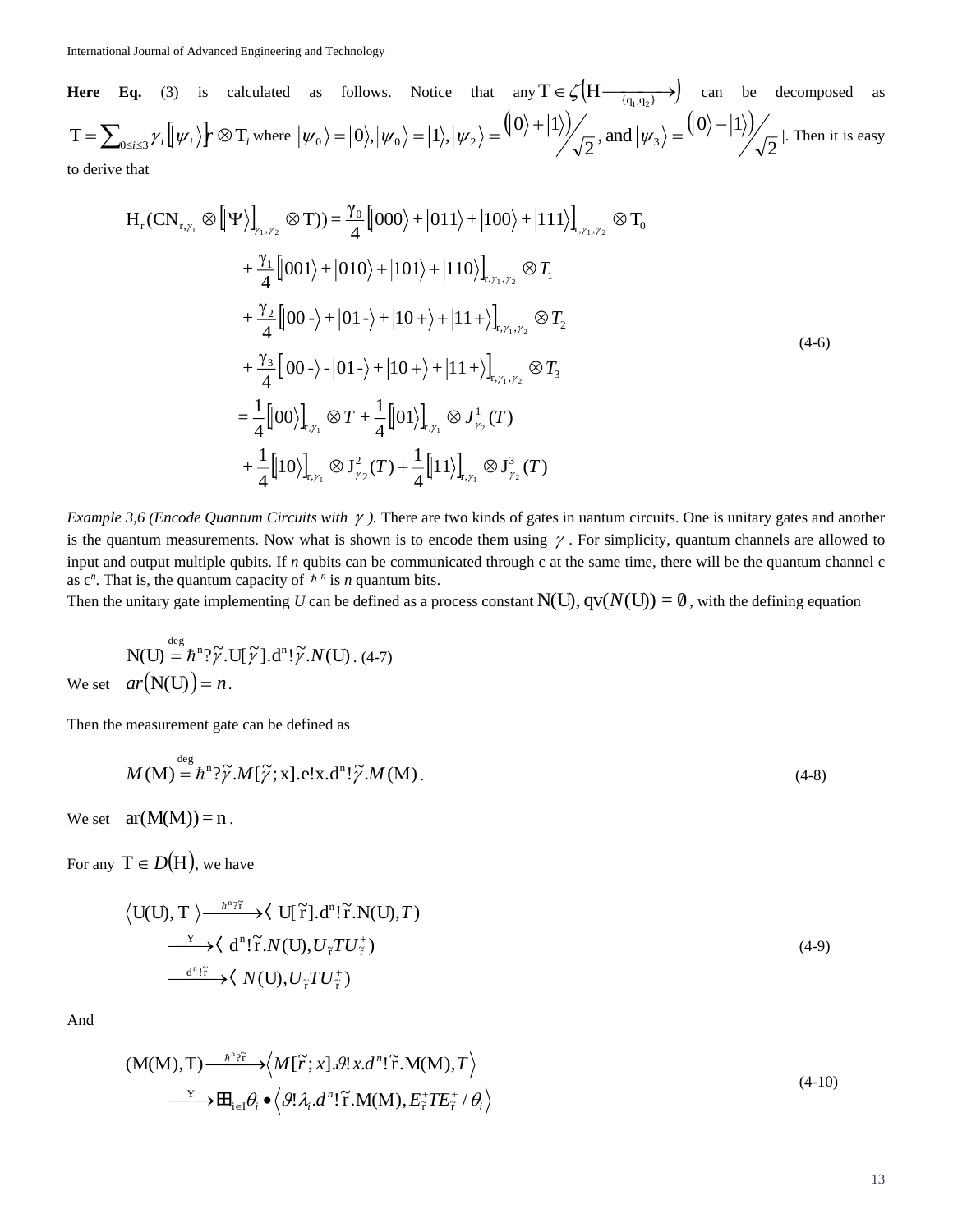**Here Eq.** (3) is calculated as follows. Notice that any $\mathrm{T} \in \zeta\left(\mathrm{H} \xrightarrow[\{q_1,q_2\}]{}\right)$ can be decomposed as $\mathrm{T} = \sum_{0 \le i \le 3} \gamma_i \left[\!\left[ \psi_i \right\rangle\right]_r \otimes \mathrm{T}_i$ where $|\psi_0\rangle = |0\rangle, |\psi_0\rangle = |1\rangle, |\psi_2\rangle = \left(|0\rangle + |1\rangle\right)/\sqrt{2}$, and $|\psi_3\rangle = \left(|0\rangle - |1\rangle\right)/\sqrt{2}$ |. Then it is easy to derive that

$$
\begin{aligned}
\mathrm{H_r}(\mathrm{CN}_{\mathrm{r},\gamma_1} \otimes [\![\Psi\rangle]_{\gamma_1,\gamma_2} \otimes \mathrm{T})) &= \frac{\gamma_0}{4}\left[\!\left[|000\rangle + |011\rangle + |100\rangle + |111\rangle\right]\!\right]_{\mathrm{r},\gamma_1,\gamma_2} \otimes \mathrm{T}_0 \\
&+ \frac{\gamma_1}{4}\left[\!\left[|001\rangle + |010\rangle + |101\rangle + |110\rangle\right]\!\right]_{\mathrm{r},\gamma_1,\gamma_2} \otimes T_1 \\
&+ \frac{\gamma_2}{4}\left[\!\left[|00\text{-}\rangle + |01\text{-}\rangle + |10+\rangle + |11+\rangle\right]\!\right]_{\mathrm{r},\gamma_1,\gamma_2} \otimes T_2 \\
&+ \frac{\gamma_3}{4}\left[\!\left[|00\text{-}\rangle \text{-} |01\text{-}\rangle + |10+\rangle + |11+\rangle\right]\!\right]_{\mathrm{r},\gamma_1,\gamma_2} \otimes T_3 \\
&= \frac{1}{4}[\![|00\rangle]\!]_{\mathrm{r},\gamma_1} \otimes T + \frac{1}{4}[\![|01\rangle]\!]_{\mathrm{r},\gamma_1} \otimes J^1_{\gamma_2}(T) \\
&+ \frac{1}{4}[\![|10\rangle]\!]_{\mathrm{r},\gamma_1} \otimes \mathrm{J}^2_{\gamma_2}(T) + \frac{1}{4}[\![|11\rangle]\!]_{\mathrm{r},\gamma_1} \otimes \mathrm{J}^3_{\gamma_2}(T)
\end{aligned}
\tag{4-6}
$$

*Example 3,6 (Encode Quantum Circuits with $\gamma$ ).* There are two kinds of gates in uantum circuits. One is unitary gates and another is the quantum measurements. Now what is shown is to encode them using $\gamma$ . For simplicity, quantum channels are allowed to input and output multiple qubits. If *n* qubits can be communicated through c at the same time, there will be the quantum channel c as $c^n$. That is, the quantum capacity of $\hbar^n$ is *n* quantum bits.
Then the unitary gate implementing *U* can be defined as a process constant $\mathrm{N(U)}, \mathrm{qv}(N(\mathrm{U})) = \emptyset$ , with the defining equation

$$\mathrm{N(U)} \overset{\deg}{=} \hbar^{\mathrm{n}}?\tilde{\gamma}.\mathrm{U}[\tilde{\gamma}].\mathrm{d^n}!\tilde{\gamma}.N(\mathrm{U})\,. \tag{4-7}$$

We set $ar(\mathrm{N(U)}) = n$.

Then the measurement gate can be defined as

$$M(\mathrm{M}) \overset{\deg}{=} \hbar^{\mathrm{n}}?\tilde{\gamma}.M[\tilde{\gamma};\mathrm{x}].\mathrm{e!x.d^n}!\tilde{\gamma}.M(\mathrm{M})\,. \tag{4-8}$$

We set $\mathrm{ar(M(M)) = n}$.

For any $\mathrm{T} \in D(\mathrm{H})$, we have

$$
\begin{aligned}
\langle \mathrm{U(U)}, \mathrm{T}\rangle &\xrightarrow{\hbar^{\mathrm{n}}?\tilde{\mathrm{r}}} \langle\, \mathrm{U}[\tilde{\mathrm{r}}].\mathrm{d^n}!\tilde{\mathrm{r}}.\mathrm{N(U)}, T) \\
&\xrightarrow{\mathrm{Y}} \langle\, \mathrm{d^n}!\tilde{\mathrm{r}}.N(\mathrm{U}), U_{\tilde{\mathrm{r}}} T U^{+}_{\tilde{\mathrm{r}}}) \\
&\xrightarrow{\mathrm{d^n}!\tilde{\mathrm{r}}} \langle\, N(\mathrm{U}), U_{\tilde{\mathrm{r}}} T U^{+}_{\tilde{\mathrm{r}}})
\end{aligned}
\tag{4-9}
$$

And

$$
\begin{aligned}
(\mathrm{M(M)}, \mathrm{T}) &\xrightarrow{\hbar^{\mathrm{n}}?\tilde{\mathrm{r}}} \left\langle M[\tilde{r};x].\vartheta!x.d^n!\tilde{\mathrm{r}}.\mathrm{M(M)}, T\right\rangle \\
&\xrightarrow{\mathrm{Y}} ⊞_{\mathrm{i}\in \mathrm{I}}\theta_i \bullet \left\langle \vartheta!\lambda_i.d^n!\tilde{\mathrm{r}}.\mathrm{M(M)}, E^{+}_{\tilde{\mathrm{r}}} T E^{+}_{\tilde{\mathrm{r}}} / \theta_i \right\rangle
\end{aligned}
\tag{4-10}
$$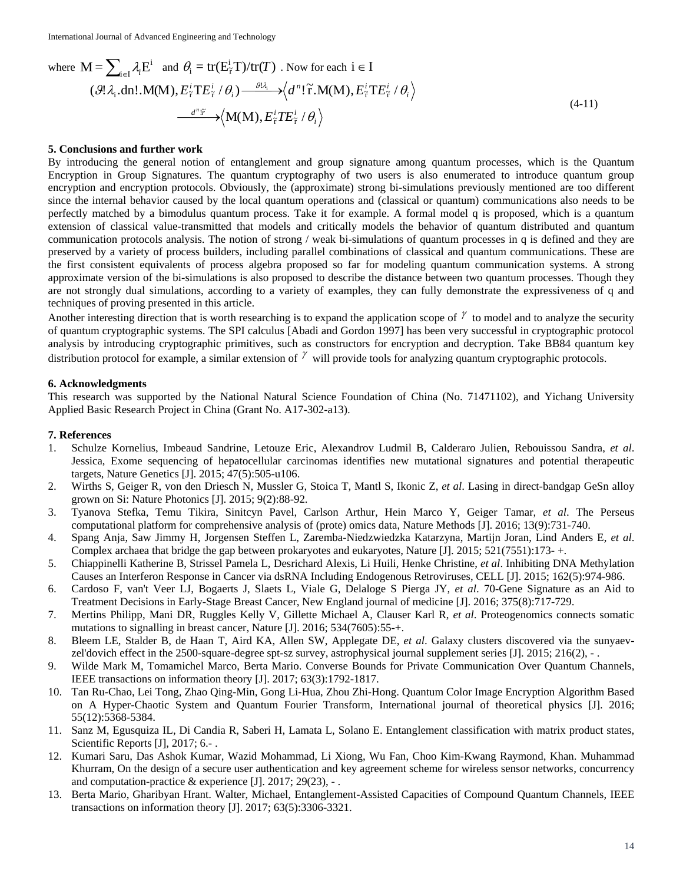where $\mathrm{M} = \sum_{i \in I} \lambda_i \mathrm{E}^i$ and $\theta_i = \mathrm{tr}(\mathrm{E}^i_{\tilde{r}} \mathrm{T})/\mathrm{tr}(T)$ . Now for each $i \in I$

$$
\begin{aligned}
(\vartheta!\lambda_i.\mathrm{dn}!.\mathrm{M}(\mathrm{M}), E^i_{\tilde{r}}\mathrm{T}E^i_{\tilde{r}}/\theta_i) &\xrightarrow{\vartheta!\lambda_i} \left\langle d^n!\tilde{r}.\mathrm{M}(\mathrm{M}), E^i_{\tilde{r}}\mathrm{T}E^i_{\tilde{r}}/\theta_i \right\rangle \\
&\xrightarrow{d^n!\tilde{r}} \left\langle \mathrm{M}(\mathrm{M}), E^i_{\tilde{r}}TE^i_{\tilde{r}}/\theta_i \right\rangle
\end{aligned}
\tag{4-11}
$$

## 5. Conclusions and further work

By introducing the general notion of entanglement and group signature among quantum processes, which is the Quantum Encryption in Group Signatures. The quantum cryptography of two users is also enumerated to introduce quantum group encryption and encryption protocols. Obviously, the (approximate) strong bi-simulations previously mentioned are too different since the internal behavior caused by the local quantum operations and (classical or quantum) communications also needs to be perfectly matched by a bimodulus quantum process. Take it for example. A formal model q is proposed, which is a quantum extension of classical value-transmitted that models and critically models the behavior of quantum distributed and quantum communication protocols analysis. The notion of strong / weak bi-simulations of quantum processes in q is defined and they are preserved by a variety of process builders, including parallel combinations of classical and quantum communications. These are the first consistent equivalents of process algebra proposed so far for modeling quantum communication systems. A strong approximate version of the bi-simulations is also proposed to describe the distance between two quantum processes. Though they are not strongly dual simulations, according to a variety of examples, they can fully demonstrate the expressiveness of q and techniques of proving presented in this article.

Another interesting direction that is worth researching is to expand the application scope of $\gamma$ to model and to analyze the security of quantum cryptographic systems. The SPI calculus [Abadi and Gordon 1997] has been very successful in cryptographic protocol analysis by introducing cryptographic primitives, such as constructors for encryption and decryption. Take BB84 quantum key distribution protocol for example, a similar extension of $\gamma$ will provide tools for analyzing quantum cryptographic protocols.

## 6. Acknowledgments

This research was supported by the National Natural Science Foundation of China (No. 71471102), and Yichang University Applied Basic Research Project in China (Grant No. A17-302-a13).

## 7. References

1. Schulze Kornelius, Imbeaud Sandrine, Letouze Eric, Alexandrov Ludmil B, Calderaro Julien, Rebouissou Sandra, *et al*. Jessica, Exome sequencing of hepatocellular carcinomas identifies new mutational signatures and potential therapeutic targets, Nature Genetics [J]. 2015; 47(5):505-u106.
2. Wirths S, Geiger R, von den Driesch N, Mussler G, Stoica T, Mantl S, Ikonic Z, *et al*. Lasing in direct-bandgap GeSn alloy grown on Si: Nature Photonics [J]. 2015; 9(2):88-92.
3. Tyanova Stefka, Temu Tikira, Sinitcyn Pavel, Carlson Arthur, Hein Marco Y, Geiger Tamar, *et al*. The Perseus computational platform for comprehensive analysis of (prote) omics data, Nature Methods [J]. 2016; 13(9):731-740.
4. Spang Anja, Saw Jimmy H, Jorgensen Steffen L, Zaremba-Niedzwiedzka Katarzyna, Martijn Joran, Lind Anders E, *et al*. Complex archaea that bridge the gap between prokaryotes and eukaryotes, Nature [J]. 2015; 521(7551):173- +.
5. Chiappinelli Katherine B, Strissel Pamela L, Desrichard Alexis, Li Huili, Henke Christine, *et al*. Inhibiting DNA Methylation Causes an Interferon Response in Cancer via dsRNA Including Endogenous Retroviruses, CELL [J]. 2015; 162(5):974-986.
6. Cardoso F, van't Veer LJ, Bogaerts J, Slaets L, Viale G, Delaloge S Pierga JY, *et al*. 70-Gene Signature as an Aid to Treatment Decisions in Early-Stage Breast Cancer, New England journal of medicine [J]. 2016; 375(8):717-729.
7. Mertins Philipp, Mani DR, Ruggles Kelly V, Gillette Michael A, Clauser Karl R, *et al*. Proteogenomics connects somatic mutations to signalling in breast cancer, Nature [J]. 2016; 534(7605):55-+.
8. Bleem LE, Stalder B, de Haan T, Aird KA, Allen SW, Applegate DE, *et al*. Galaxy clusters discovered via the sunyaev-zel'dovich effect in the 2500-square-degree spt-sz survey, astrophysical journal supplement series [J]. 2015; 216(2), - .
9. Wilde Mark M, Tomamichel Marco, Berta Mario. Converse Bounds for Private Communication Over Quantum Channels, IEEE transactions on information theory [J]. 2017; 63(3):1792-1817.
10. Tan Ru-Chao, Lei Tong, Zhao Qing-Min, Gong Li-Hua, Zhou Zhi-Hong. Quantum Color Image Encryption Algorithm Based on A Hyper-Chaotic System and Quantum Fourier Transform, International journal of theoretical physics [J]. 2016; 55(12):5368-5384.
11. Sanz M, Egusquiza IL, Di Candia R, Saberi H, Lamata L, Solano E. Entanglement classification with matrix product states, Scientific Reports [J], 2017; 6.- .
12. Kumari Saru, Das Ashok Kumar, Wazid Mohammad, Li Xiong, Wu Fan, Choo Kim-Kwang Raymond, Khan. Muhammad Khurram, On the design of a secure user authentication and key agreement scheme for wireless sensor networks, concurrency and computation-practice & experience [J]. 2017; 29(23), - .
13. Berta Mario, Gharibyan Hrant. Walter, Michael, Entanglement-Assisted Capacities of Compound Quantum Channels, IEEE transactions on information theory [J]. 2017; 63(5):3306-3321.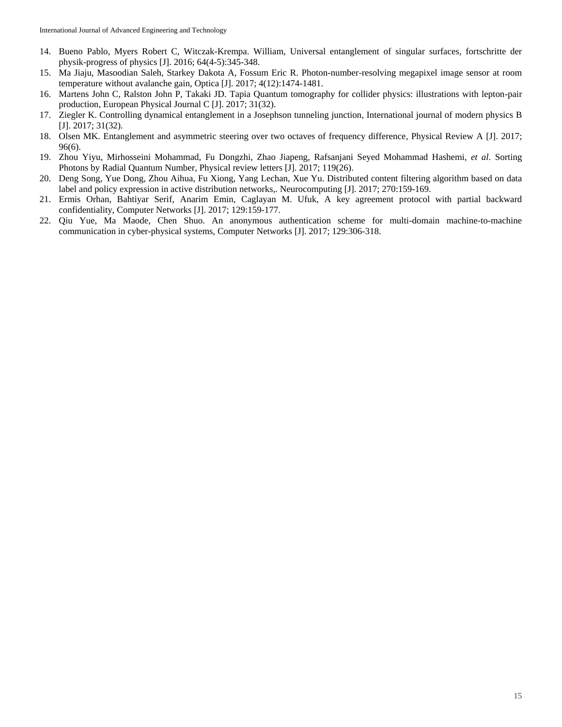14. Bueno Pablo, Myers Robert C, Witczak-Krempa. William, Universal entanglement of singular surfaces, fortschritte der physik-progress of physics [J]. 2016; 64(4-5):345-348.
15. Ma Jiaju, Masoodian Saleh, Starkey Dakota A, Fossum Eric R. Photon-number-resolving megapixel image sensor at room temperature without avalanche gain, Optica [J]. 2017; 4(12):1474-1481.
16. Martens John C, Ralston John P, Takaki JD. Tapia Quantum tomography for collider physics: illustrations with lepton-pair production, European Physical Journal C [J]. 2017; 31(32).
17. Ziegler K. Controlling dynamical entanglement in a Josephson tunneling junction, International journal of modern physics B [J]. 2017; 31(32).
18. Olsen MK. Entanglement and asymmetric steering over two octaves of frequency difference, Physical Review A [J]. 2017; 96(6).
19. Zhou Yiyu, Mirhosseini Mohammad, Fu Dongzhi, Zhao Jiapeng, Rafsanjani Seyed Mohammad Hashemi, *et al*. Sorting Photons by Radial Quantum Number, Physical review letters [J]. 2017; 119(26).
20. Deng Song, Yue Dong, Zhou Aihua, Fu Xiong, Yang Lechan, Xue Yu. Distributed content filtering algorithm based on data label and policy expression in active distribution networks,. Neurocomputing [J]. 2017; 270:159-169.
21. Ermis Orhan, Bahtiyar Serif, Anarim Emin, Caglayan M. Ufuk, A key agreement protocol with partial backward confidentiality, Computer Networks [J]. 2017; 129:159-177.
22. Qiu Yue, Ma Maode, Chen Shuo. An anonymous authentication scheme for multi-domain machine-to-machine communication in cyber-physical systems, Computer Networks [J]. 2017; 129:306-318.